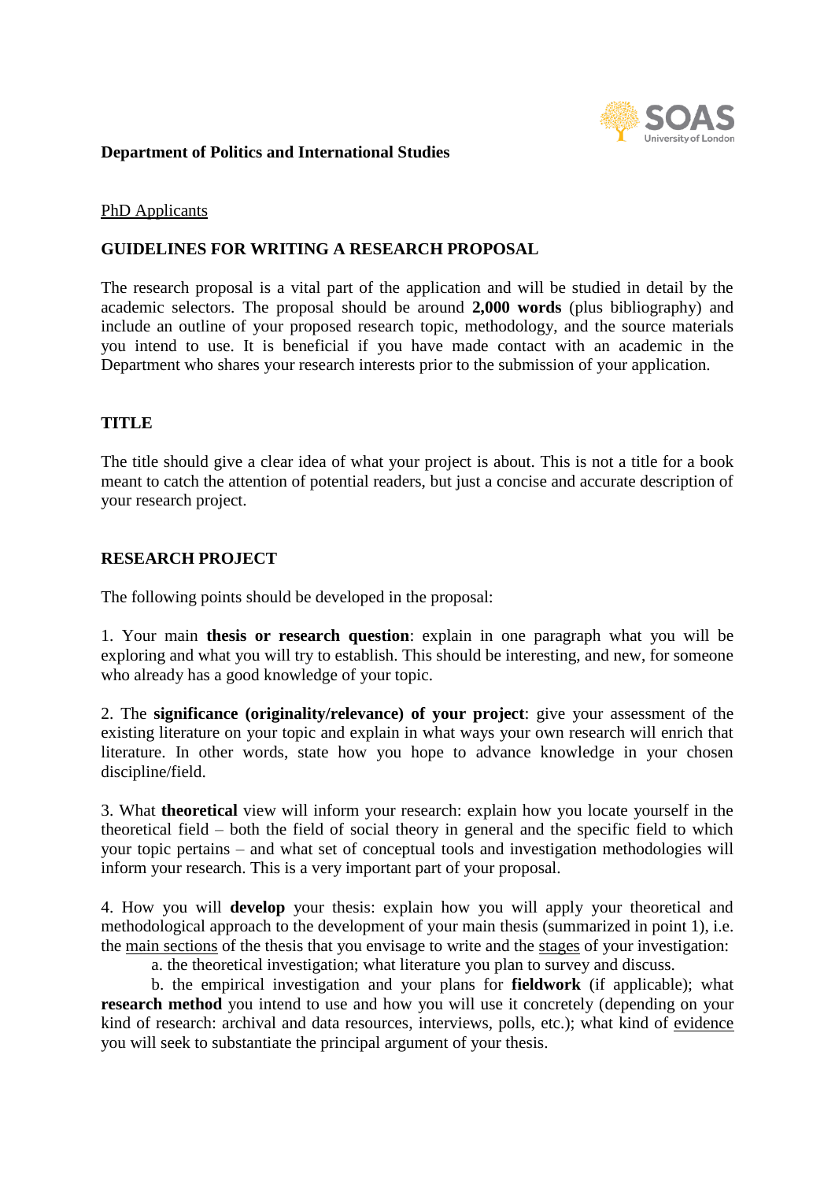**Department of Politics and International Studies**

PhD Applicants

## GUIDELINES FOR WRITING A RESEARCH PROPOSAL

The research proposal is a vital part of the application and will be studied in detail by the academic selectors. The proposal should be around **2,000 words** (plus bibliography) and include an outline of your proposed research topic, methodology, and the source materials you intend to use. It is beneficial if you have made contact with an academic in the Department who shares your research interests prior to the submission of your application.

### TITLE

The title should give a clear idea of what your project is about. This is not a title for a book meant to catch the attention of potential readers, but just a concise and accurate description of your research project.

### RESEARCH PROJECT

The following points should be developed in the proposal:

1. Your main **thesis or research question**: explain in one paragraph what you will be exploring and what you will try to establish. This should be interesting, and new, for someone who already has a good knowledge of your topic.

2. The **significance (originality/relevance) of your project**: give your assessment of the existing literature on your topic and explain in what ways your own research will enrich that literature. In other words, state how you hope to advance knowledge in your chosen discipline/field.

3. What **theoretical** view will inform your research: explain how you locate yourself in the theoretical field – both the field of social theory in general and the specific field to which your topic pertains – and what set of conceptual tools and investigation methodologies will inform your research. This is a very important part of your proposal.

4. How you will **develop** your thesis: explain how you will apply your theoretical and methodological approach to the development of your main thesis (summarized in point 1), i.e. the main sections of the thesis that you envisage to write and the stages of your investigation:
   a. the theoretical investigation; what literature you plan to survey and discuss.
   b. the empirical investigation and your plans for **fieldwork** (if applicable); what **research method** you intend to use and how you will use it concretely (depending on your kind of research: archival and data resources, interviews, polls, etc.); what kind of evidence you will seek to substantiate the principal argument of your thesis.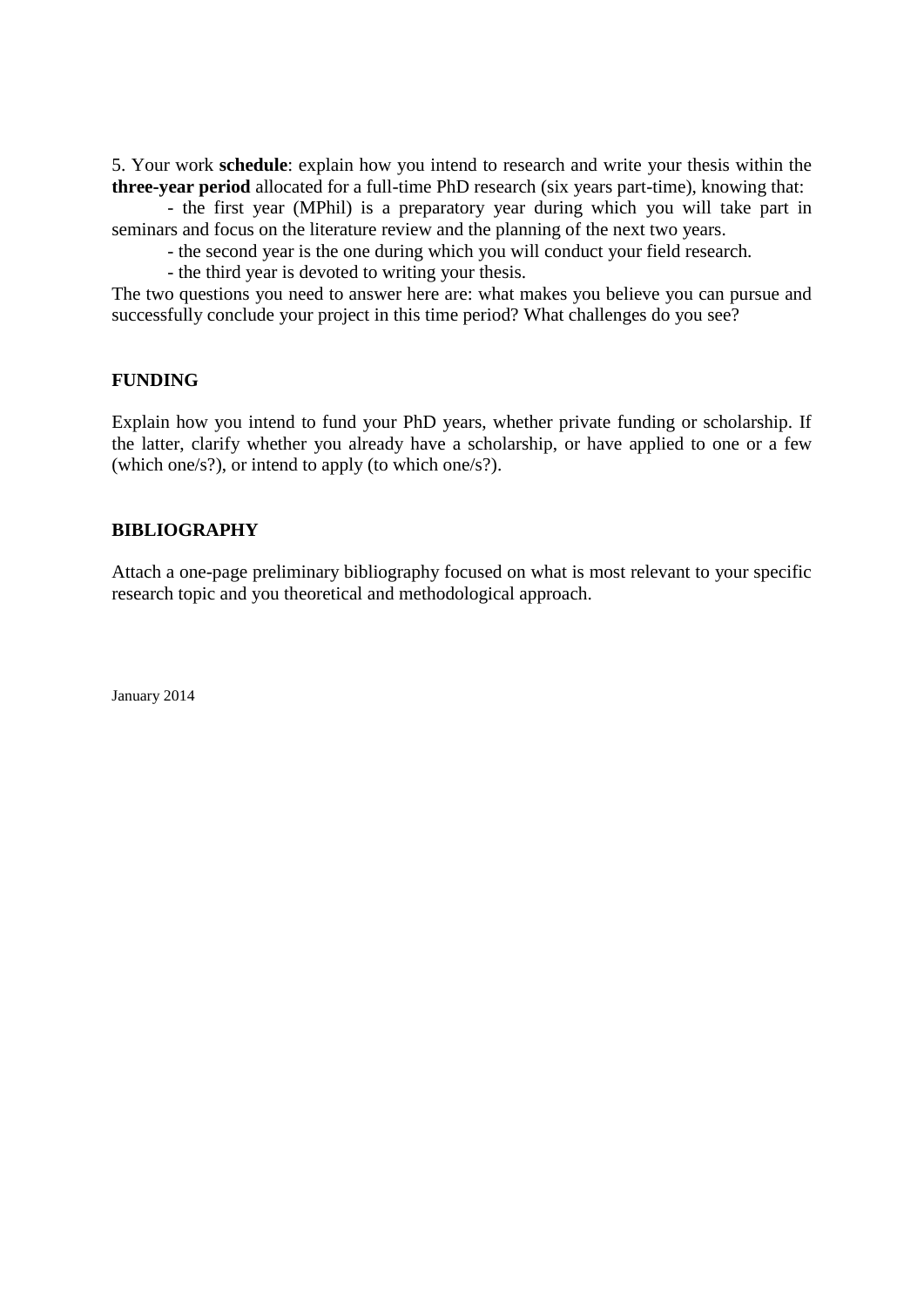5. Your work **schedule**: explain how you intend to research and write your thesis within the **three-year period** allocated for a full-time PhD research (six years part-time), knowing that:

- the first year (MPhil) is a preparatory year during which you will take part in seminars and focus on the literature review and the planning of the next two years.
- the second year is the one during which you will conduct your field research.
- the third year is devoted to writing your thesis.

The two questions you need to answer here are: what makes you believe you can pursue and successfully conclude your project in this time period? What challenges do you see?

## FUNDING

Explain how you intend to fund your PhD years, whether private funding or scholarship. If the latter, clarify whether you already have a scholarship, or have applied to one or a few (which one/s?), or intend to apply (to which one/s?).

## BIBLIOGRAPHY

Attach a one-page preliminary bibliography focused on what is most relevant to your specific research topic and you theoretical and methodological approach.

January 2014